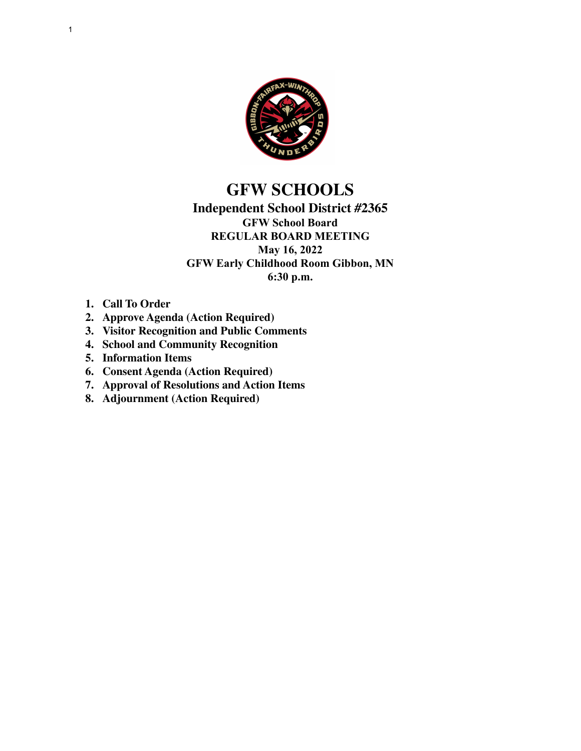# GFW SCHOOLS

## Independent School District #2365

### GFW School Board
### REGULAR BOARD MEETING
### May 16, 2022
### GFW Early Childhood Room Gibbon, MN
### 6:30 p.m.

1. **Call To Order**
2. **Approve Agenda (Action Required)**
3. **Visitor Recognition and Public Comments**
4. **School and Community Recognition**
5. **Information Items**
6. **Consent Agenda (Action Required)**
7. **Approval of Resolutions and Action Items**
8. **Adjournment (Action Required)**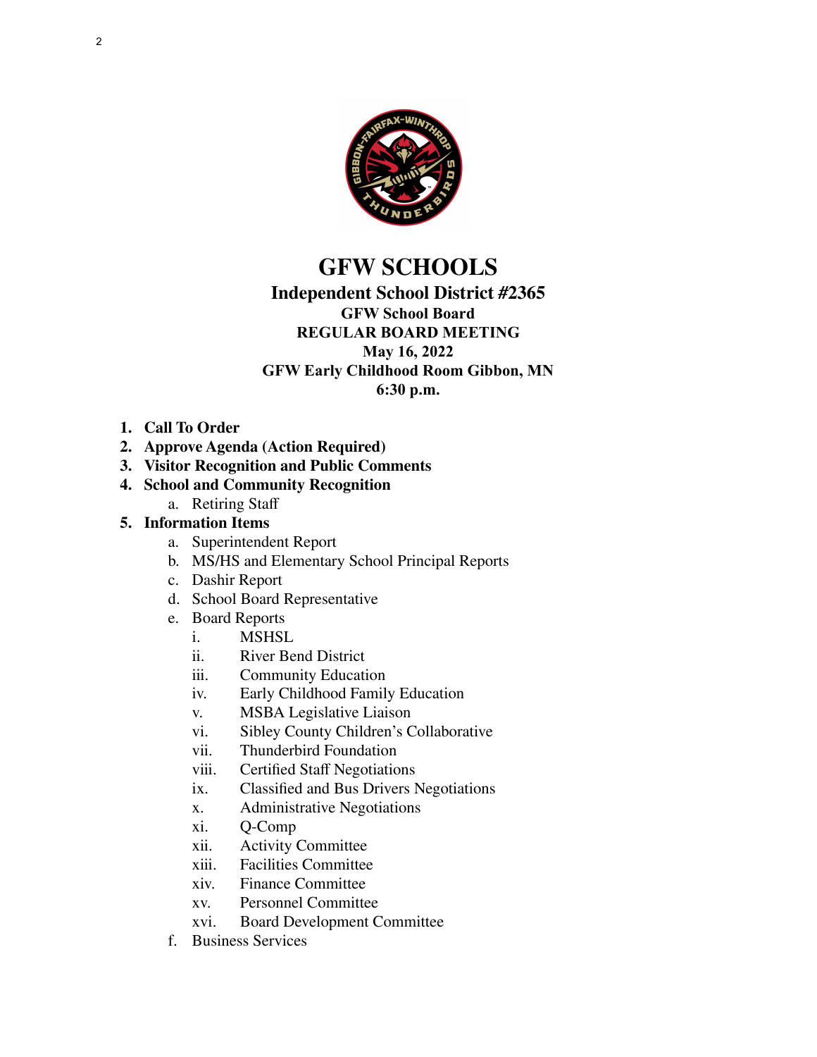# GFW SCHOOLS

## Independent School District #2365

**GFW School Board**
**REGULAR BOARD MEETING**
**May 16, 2022**
**GFW Early Childhood Room Gibbon, MN**
**6:30 p.m.**

1. **Call To Order**
2. **Approve Agenda (Action Required)**
3. **Visitor Recognition and Public Comments**
4. **School and Community Recognition**
   a. Retiring Staff
5. **Information Items**
   a. Superintendent Report
   b. MS/HS and Elementary School Principal Reports
   c. Dashir Report
   d. School Board Representative
   e. Board Reports
      i. MSHSL
      ii. River Bend District
      iii. Community Education
      iv. Early Childhood Family Education
      v. MSBA Legislative Liaison
      vi. Sibley County Children's Collaborative
      vii. Thunderbird Foundation
      viii. Certified Staff Negotiations
      ix. Classified and Bus Drivers Negotiations
      x. Administrative Negotiations
      xi. Q-Comp
      xii. Activity Committee
      xiii. Facilities Committee
      xiv. Finance Committee
      xv. Personnel Committee
      xvi. Board Development Committee
   f. Business Services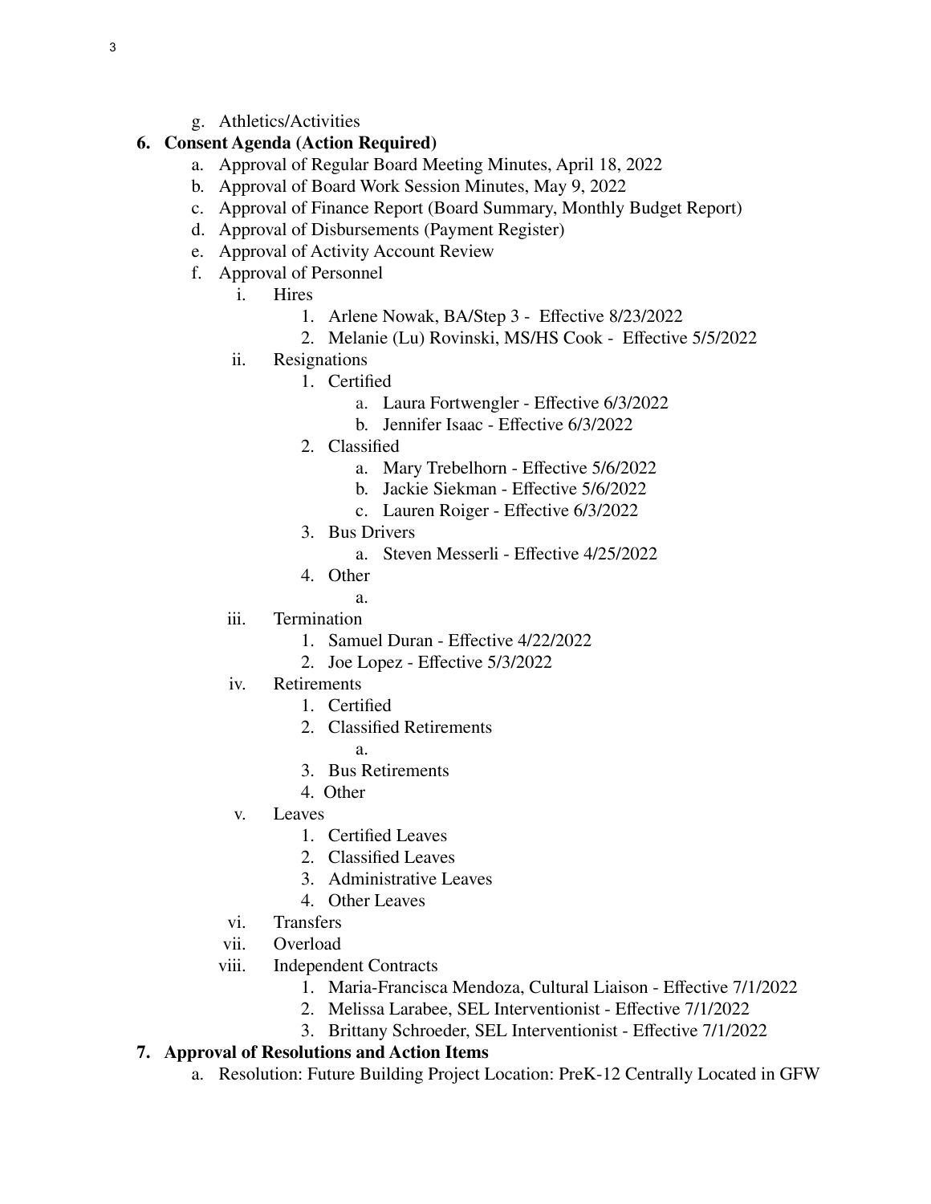g. Athletics/Activities

**6. Consent Agenda (Action Required)**

a. Approval of Regular Board Meeting Minutes, April 18, 2022
b. Approval of Board Work Session Minutes, May 9, 2022
c. Approval of Finance Report (Board Summary, Monthly Budget Report)
d. Approval of Disbursements (Payment Register)
e. Approval of Activity Account Review
f. Approval of Personnel
   - i. Hires
     1. Arlene Nowak, BA/Step 3 - Effective 8/23/2022
     2. Melanie (Lu) Rovinski, MS/HS Cook - Effective 5/5/2022
   - ii. Resignations
     1. Certified
        - a. Laura Fortwengler - Effective 6/3/2022
        - b. Jennifer Isaac - Effective 6/3/2022
     2. Classified
        - a. Mary Trebelhorn - Effective 5/6/2022
        - b. Jackie Siekman - Effective 5/6/2022
        - c. Lauren Roiger - Effective 6/3/2022
     3. Bus Drivers
        - a. Steven Messerli - Effective 4/25/2022
     4. Other
        - a.
   - iii. Termination
     1. Samuel Duran - Effective 4/22/2022
     2. Joe Lopez - Effective 5/3/2022
   - iv. Retirements
     1. Certified
     2. Classified Retirements
        - a.
     3. Bus Retirements
     4. Other
   - v. Leaves
     1. Certified Leaves
     2. Classified Leaves
     3. Administrative Leaves
     4. Other Leaves
   - vi. Transfers
   - vii. Overload
   - viii. Independent Contracts
     1. Maria-Francisca Mendoza, Cultural Liaison - Effective 7/1/2022
     2. Melissa Larabee, SEL Interventionist - Effective 7/1/2022
     3. Brittany Schroeder, SEL Interventionist - Effective 7/1/2022

**7. Approval of Resolutions and Action Items**

a. Resolution: Future Building Project Location: PreK-12 Centrally Located in GFW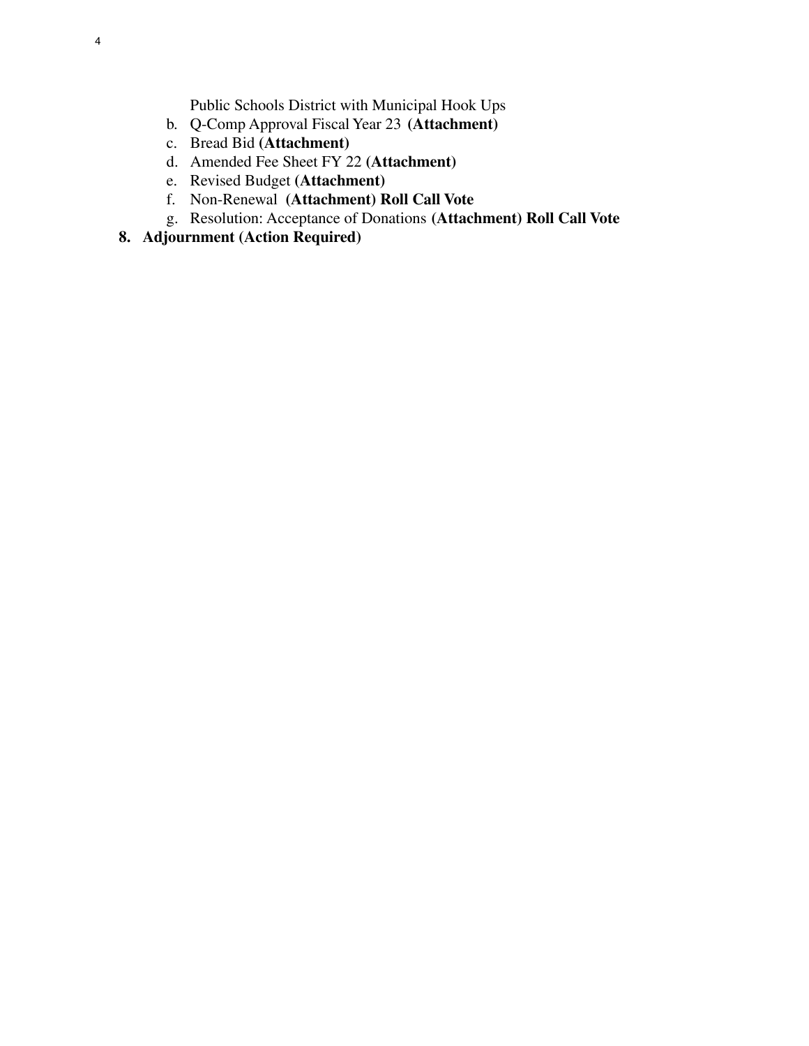Public Schools District with Municipal Hook Ups

b. Q-Comp Approval Fiscal Year 23 **(Attachment)**
c. Bread Bid **(Attachment)**
d. Amended Fee Sheet FY 22 **(Attachment)**
e. Revised Budget **(Attachment)**
f. Non-Renewal **(Attachment) Roll Call Vote**
g. Resolution: Acceptance of Donations **(Attachment) Roll Call Vote**

**8. Adjournment (Action Required)**